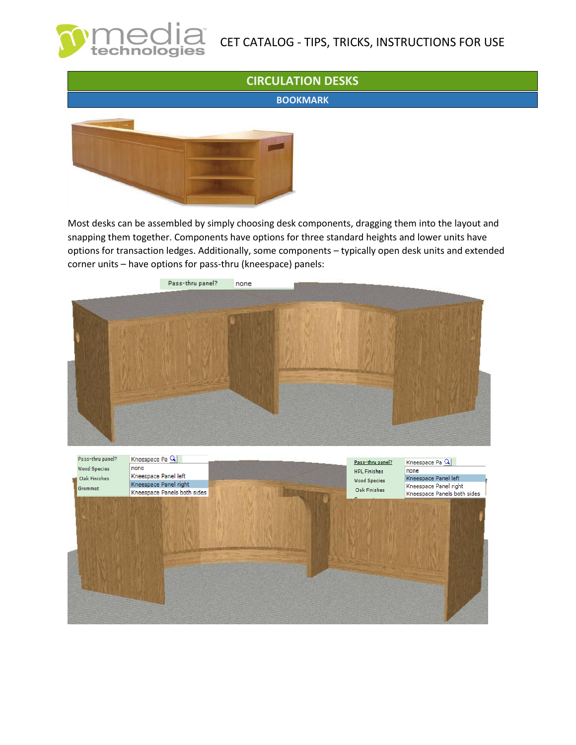# CIRCULATION DESKS

## BOOKMARK

Most desks can be assembled by simply choosing desk components, dragging them into the layout and snapping them together. Components have options for three standard heights and lower units have options for transaction ledges. Additionally, some components – typically open desk units and extended corner units – have options for pass-thru (kneespace) panels: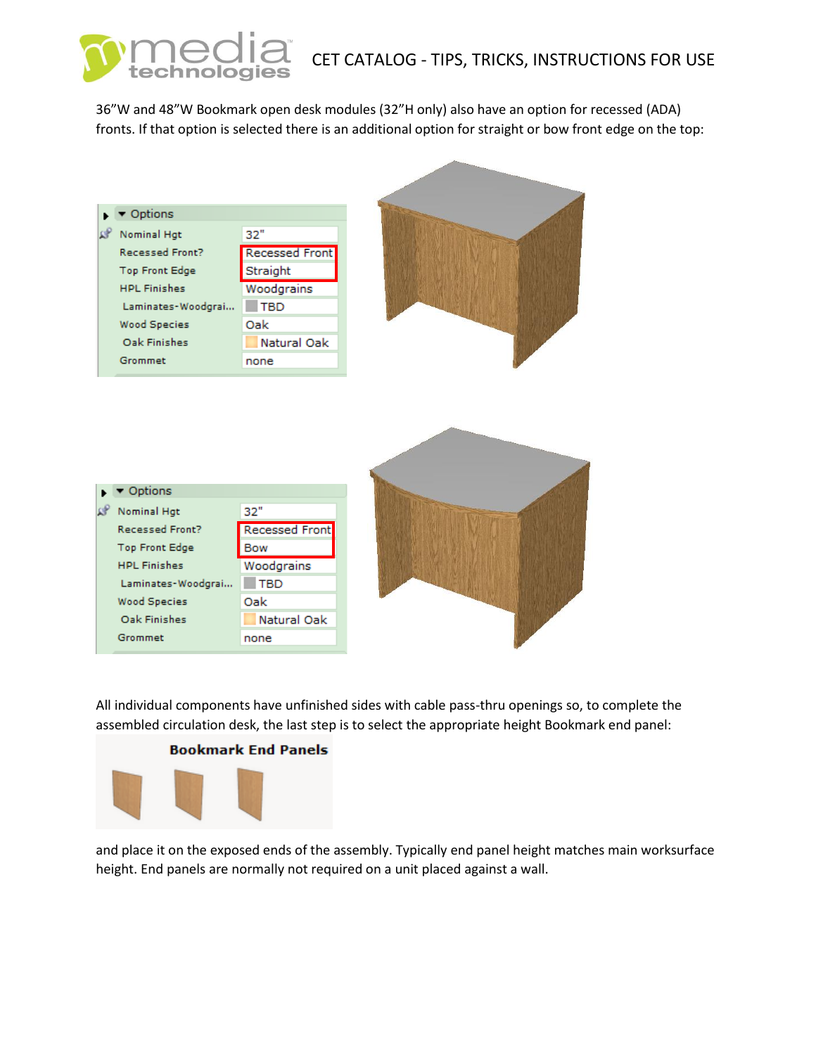36"W and 48"W Bookmark open desk modules (32"H only) also have an option for recessed (ADA) fronts. If that option is selected there is an additional option for straight or bow front edge on the top:

| Options | |
|---|---|
| Nominal Hgt | 32" |
| Recessed Front? | Recessed Front |
| Top Front Edge | Straight |
| HPL Finishes | Woodgrains |
| Laminates-Woodgrai... | TBD |
| Wood Species | Oak |
| Oak Finishes | Natural Oak |
| Grommet | none |

| Options | |
|---|---|
| Nominal Hgt | 32" |
| Recessed Front? | Recessed Front |
| Top Front Edge | Bow |
| HPL Finishes | Woodgrains |
| Laminates-Woodgrai... | TBD |
| Wood Species | Oak |
| Oak Finishes | Natural Oak |
| Grommet | none |

All individual components have unfinished sides with cable pass-thru openings so, to complete the assembled circulation desk, the last step is to select the appropriate height Bookmark end panel:

**Bookmark End Panels**

and place it on the exposed ends of the assembly. Typically end panel height matches main worksurface height. End panels are normally not required on a unit placed against a wall.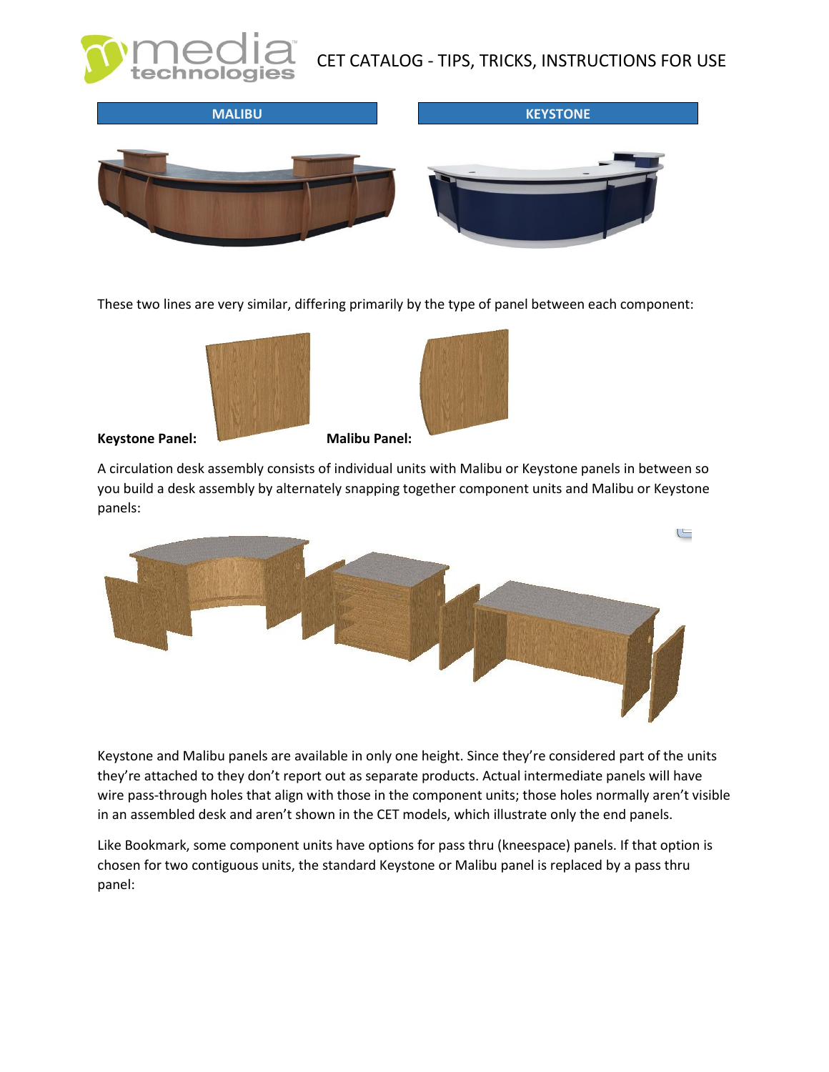| MALIBU | KEYSTONE |
| --- | --- |

These two lines are very similar, differing primarily by the type of panel between each component:

**Keystone Panel:** **Malibu Panel:**

A circulation desk assembly consists of individual units with Malibu or Keystone panels in between so you build a desk assembly by alternately snapping together component units and Malibu or Keystone panels:

Keystone and Malibu panels are available in only one height. Since they're considered part of the units they're attached to they don't report out as separate products. Actual intermediate panels will have wire pass-through holes that align with those in the component units; those holes normally aren't visible in an assembled desk and aren't shown in the CET models, which illustrate only the end panels.

Like Bookmark, some component units have options for pass thru (kneespace) panels. If that option is chosen for two contiguous units, the standard Keystone or Malibu panel is replaced by a pass thru panel: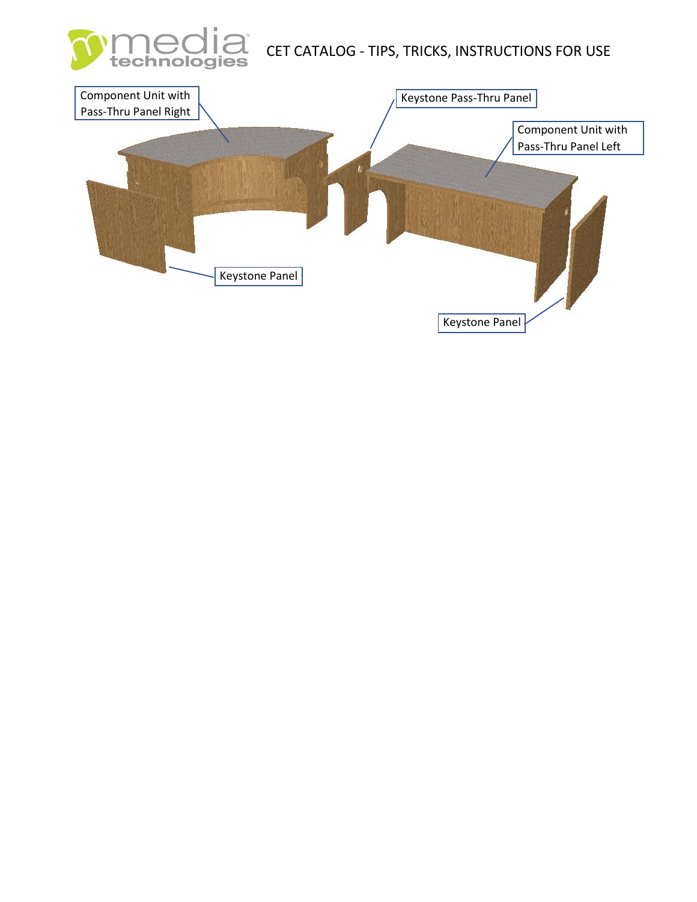Component Unit with Pass-Thru Panel Right

Keystone Pass-Thru Panel

Component Unit with Pass-Thru Panel Left

Keystone Panel

Keystone Panel